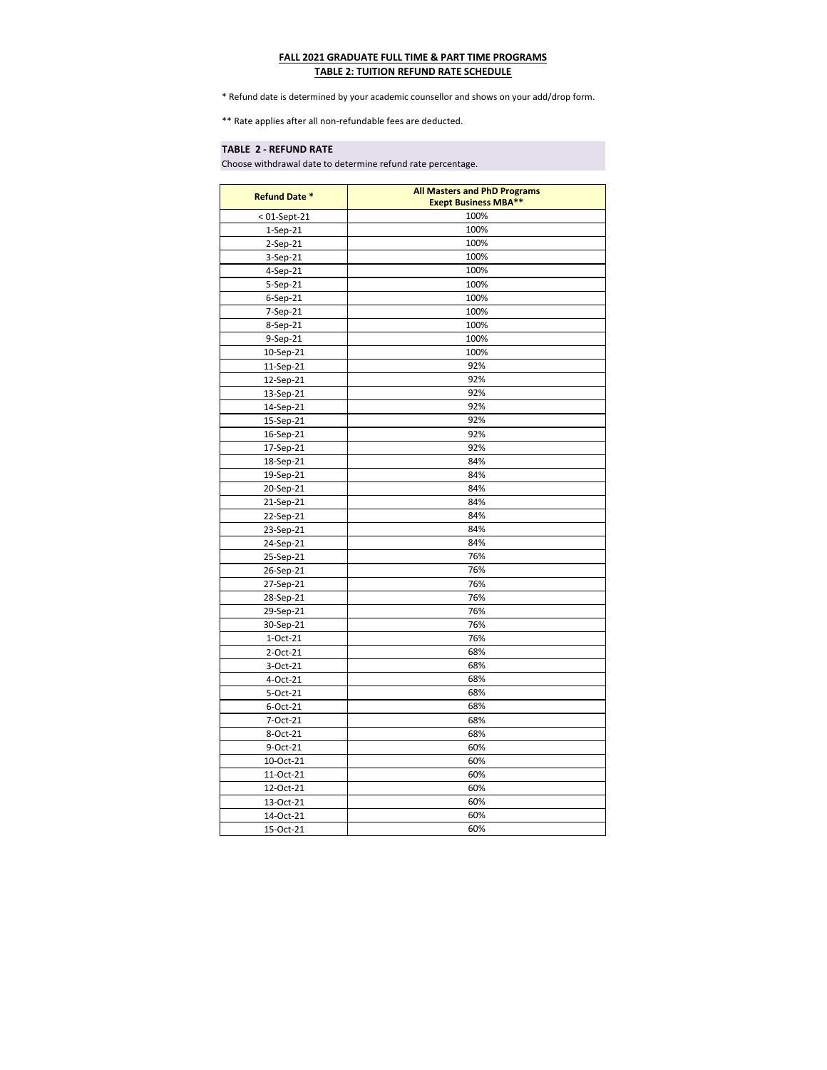**FALL 2021 GRADUATE FULL TIME & PART TIME PROGRAMS**
**TABLE 2: TUITION REFUND RATE SCHEDULE**

* Refund date is determined by your academic counsellor and shows on your add/drop form.

** Rate applies after all non-refundable fees are deducted.

**TABLE 2 - REFUND RATE**
Choose withdrawal date to determine refund rate percentage.

| Refund Date * | All Masters and PhD Programs Exept Business MBA** |
|---|---|
| < 01-Sept-21 | 100% |
| 1-Sep-21 | 100% |
| 2-Sep-21 | 100% |
| 3-Sep-21 | 100% |
| 4-Sep-21 | 100% |
| 5-Sep-21 | 100% |
| 6-Sep-21 | 100% |
| 7-Sep-21 | 100% |
| 8-Sep-21 | 100% |
| 9-Sep-21 | 100% |
| 10-Sep-21 | 100% |
| 11-Sep-21 | 92% |
| 12-Sep-21 | 92% |
| 13-Sep-21 | 92% |
| 14-Sep-21 | 92% |
| 15-Sep-21 | 92% |
| 16-Sep-21 | 92% |
| 17-Sep-21 | 92% |
| 18-Sep-21 | 84% |
| 19-Sep-21 | 84% |
| 20-Sep-21 | 84% |
| 21-Sep-21 | 84% |
| 22-Sep-21 | 84% |
| 23-Sep-21 | 84% |
| 24-Sep-21 | 84% |
| 25-Sep-21 | 76% |
| 26-Sep-21 | 76% |
| 27-Sep-21 | 76% |
| 28-Sep-21 | 76% |
| 29-Sep-21 | 76% |
| 30-Sep-21 | 76% |
| 1-Oct-21 | 76% |
| 2-Oct-21 | 68% |
| 3-Oct-21 | 68% |
| 4-Oct-21 | 68% |
| 5-Oct-21 | 68% |
| 6-Oct-21 | 68% |
| 7-Oct-21 | 68% |
| 8-Oct-21 | 68% |
| 9-Oct-21 | 60% |
| 10-Oct-21 | 60% |
| 11-Oct-21 | 60% |
| 12-Oct-21 | 60% |
| 13-Oct-21 | 60% |
| 14-Oct-21 | 60% |
| 15-Oct-21 | 60% |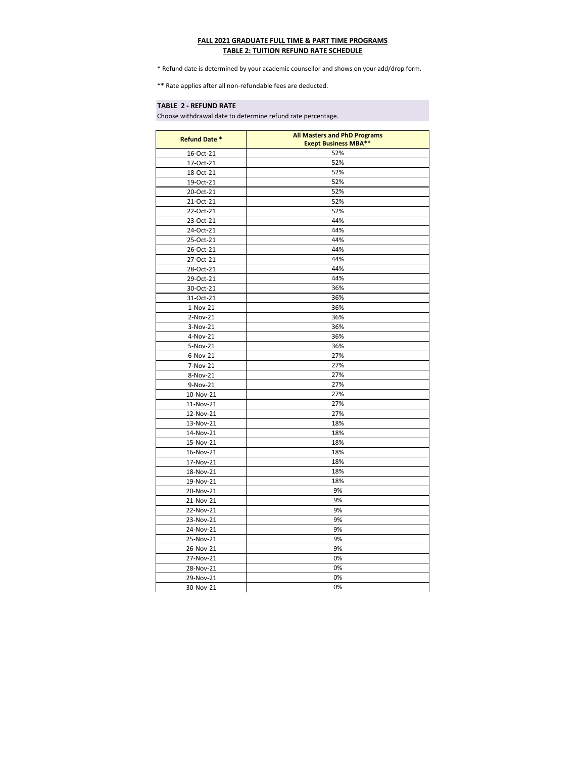**FALL 2021 GRADUATE FULL TIME & PART TIME PROGRAMS**
**TABLE 2: TUITION REFUND RATE SCHEDULE**

* Refund date is determined by your academic counsellor and shows on your add/drop form.

** Rate applies after all non-refundable fees are deducted.

**TABLE 2 - REFUND RATE**

Choose withdrawal date to determine refund rate percentage.

| Refund Date * | All Masters and PhD Programs Exept Business MBA** |
|---|---|
| 16-Oct-21 | 52% |
| 17-Oct-21 | 52% |
| 18-Oct-21 | 52% |
| 19-Oct-21 | 52% |
| 20-Oct-21 | 52% |
| 21-Oct-21 | 52% |
| 22-Oct-21 | 52% |
| 23-Oct-21 | 44% |
| 24-Oct-21 | 44% |
| 25-Oct-21 | 44% |
| 26-Oct-21 | 44% |
| 27-Oct-21 | 44% |
| 28-Oct-21 | 44% |
| 29-Oct-21 | 44% |
| 30-Oct-21 | 36% |
| 31-Oct-21 | 36% |
| 1-Nov-21 | 36% |
| 2-Nov-21 | 36% |
| 3-Nov-21 | 36% |
| 4-Nov-21 | 36% |
| 5-Nov-21 | 36% |
| 6-Nov-21 | 27% |
| 7-Nov-21 | 27% |
| 8-Nov-21 | 27% |
| 9-Nov-21 | 27% |
| 10-Nov-21 | 27% |
| 11-Nov-21 | 27% |
| 12-Nov-21 | 27% |
| 13-Nov-21 | 18% |
| 14-Nov-21 | 18% |
| 15-Nov-21 | 18% |
| 16-Nov-21 | 18% |
| 17-Nov-21 | 18% |
| 18-Nov-21 | 18% |
| 19-Nov-21 | 18% |
| 20-Nov-21 | 9% |
| 21-Nov-21 | 9% |
| 22-Nov-21 | 9% |
| 23-Nov-21 | 9% |
| 24-Nov-21 | 9% |
| 25-Nov-21 | 9% |
| 26-Nov-21 | 9% |
| 27-Nov-21 | 0% |
| 28-Nov-21 | 0% |
| 29-Nov-21 | 0% |
| 30-Nov-21 | 0% |